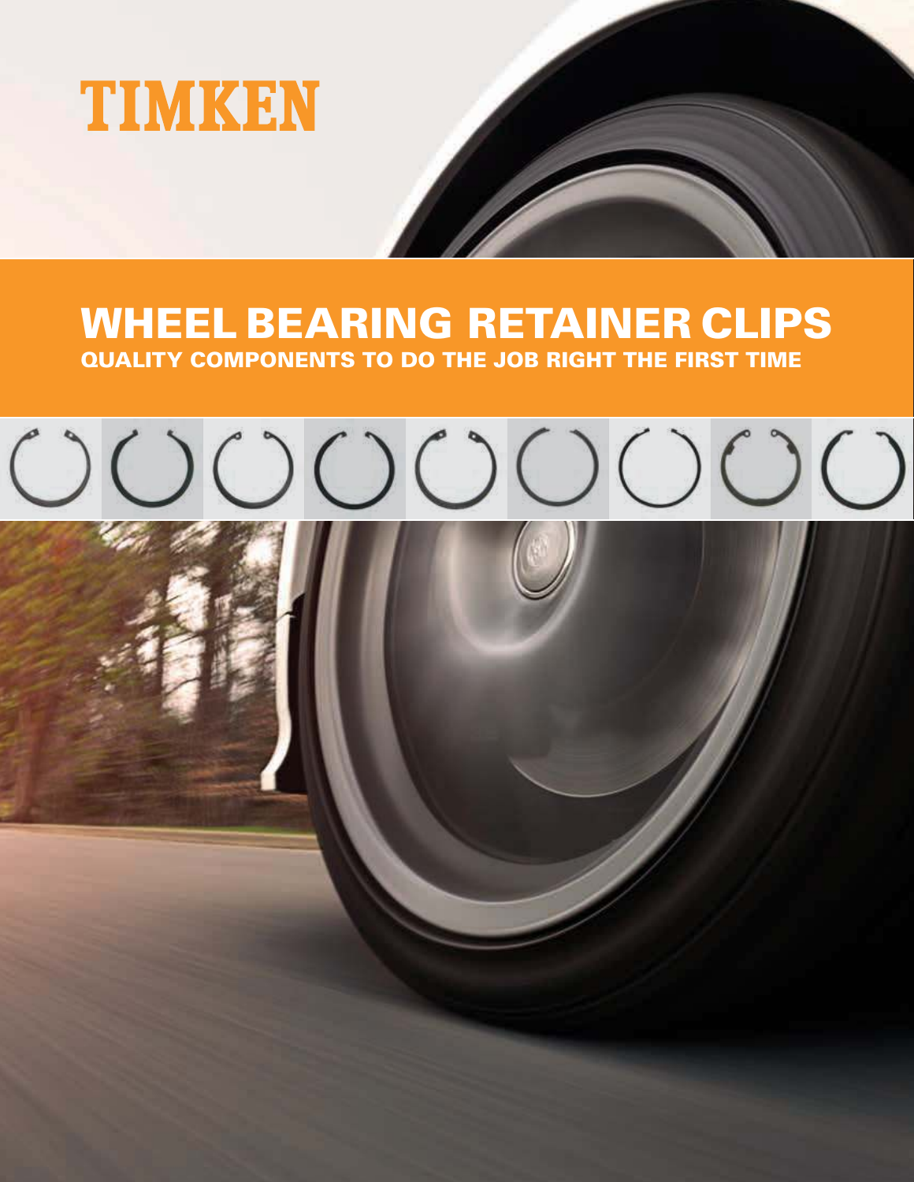TIMKEN

# WHEEL BEARING RETAINER CLIPS

## QUALITY COMPONENTS TO DO THE JOB RIGHT THE FIRST TIME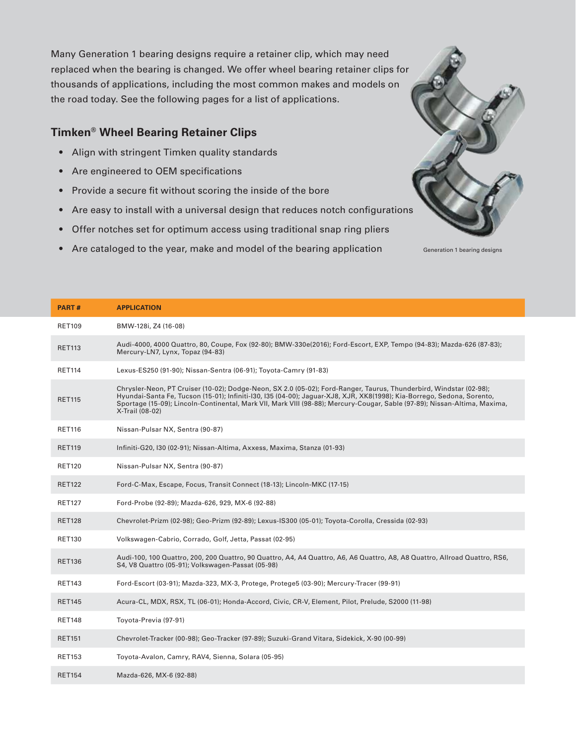Many Generation 1 bearing designs require a retainer clip, which may need replaced when the bearing is changed. We offer wheel bearing retainer clips for thousands of applications, including the most common makes and models on the road today. See the following pages for a list of applications.

## Timken® Wheel Bearing Retainer Clips

- Align with stringent Timken quality standards
- Are engineered to OEM specifications
- Provide a secure fit without scoring the inside of the bore
- Are easy to install with a universal design that reduces notch configurations
- Offer notches set for optimum access using traditional snap ring pliers
- Are cataloged to the year, make and model of the bearing application

Generation 1 bearing designs

| PART # | APPLICATION |
| --- | --- |
| RET109 | BMW-128i, Z4 (16-08) |
| RET113 | Audi-4000, 4000 Quattro, 80, Coupe, Fox (92-80); BMW-330e(2016); Ford-Escort, EXP, Tempo (94-83); Mazda-626 (87-83); Mercury-LN7, Lynx, Topaz (94-83) |
| RET114 | Lexus-ES250 (91-90); Nissan-Sentra (06-91); Toyota-Camry (91-83) |
| RET115 | Chrysler-Neon, PT Cruiser (10-02); Dodge-Neon, SX 2.0 (05-02); Ford-Ranger, Taurus, Thunderbird, Windstar (02-98); Hyundai-Santa Fe, Tucson (15-01); Infiniti-I30, I35 (04-00); Jaguar-XJ8, XJR, XK8(1998); Kia-Borrego, Sedona, Sorento, Sportage (15-09); Lincoln-Continental, Mark VII, Mark VIII (98-88); Mercury-Cougar, Sable (97-89); Nissan-Altima, Maxima, X-Trail (08-02) |
| RET116 | Nissan-Pulsar NX, Sentra (90-87) |
| RET119 | Infiniti-G20, I30 (02-91); Nissan-Altima, Axxess, Maxima, Stanza (01-93) |
| RET120 | Nissan-Pulsar NX, Sentra (90-87) |
| RET122 | Ford-C-Max, Escape, Focus, Transit Connect (18-13); Lincoln-MKC (17-15) |
| RET127 | Ford-Probe (92-89); Mazda-626, 929, MX-6 (92-88) |
| RET128 | Chevrolet-Prizm (02-98); Geo-Prizm (92-89); Lexus-IS300 (05-01); Toyota-Corolla, Cressida (02-93) |
| RET130 | Volkswagen-Cabrio, Corrado, Golf, Jetta, Passat (02-95) |
| RET136 | Audi-100, 100 Quattro, 200, 200 Quattro, 90 Quattro, A4, A4 Quattro, A6, A6 Quattro, A8, A8 Quattro, Allroad Quattro, RS6, S4, V8 Quattro (05-91); Volkswagen-Passat (05-98) |
| RET143 | Ford-Escort (03-91); Mazda-323, MX-3, Protege, Protege5 (03-90); Mercury-Tracer (99-91) |
| RET145 | Acura-CL, MDX, RSX, TL (06-01); Honda-Accord, Civic, CR-V, Element, Pilot, Prelude, S2000 (11-98) |
| RET148 | Toyota-Previa (97-91) |
| RET151 | Chevrolet-Tracker (00-98); Geo-Tracker (97-89); Suzuki-Grand Vitara, Sidekick, X-90 (00-99) |
| RET153 | Toyota-Avalon, Camry, RAV4, Sienna, Solara (05-95) |
| RET154 | Mazda-626, MX-6 (92-88) |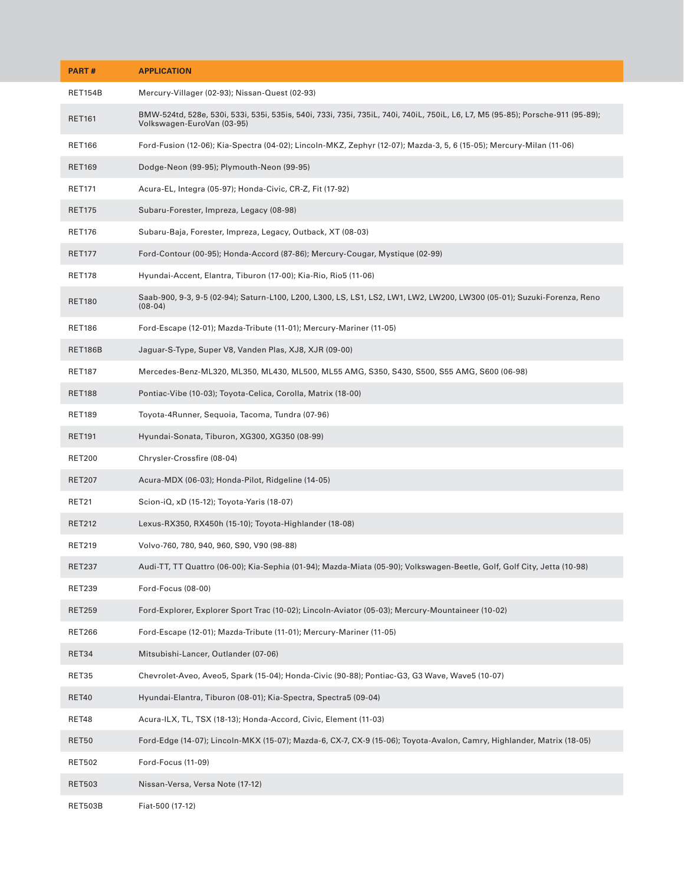| PART # | APPLICATION |
| --- | --- |
| RET154B | Mercury-Villager (02-93); Nissan-Quest (02-93) |
| RET161 | BMW-524td, 528e, 530i, 533i, 535i, 535is, 540i, 733i, 735i, 735iL, 740i, 740iL, 750iL, L6, L7, M5 (95-85); Porsche-911 (95-89); Volkswagen-EuroVan (03-95) |
| RET166 | Ford-Fusion (12-06); Kia-Spectra (04-02); Lincoln-MKZ, Zephyr (12-07); Mazda-3, 5, 6 (15-05); Mercury-Milan (11-06) |
| RET169 | Dodge-Neon (99-95); Plymouth-Neon (99-95) |
| RET171 | Acura-EL, Integra (05-97); Honda-Civic, CR-Z, Fit (17-92) |
| RET175 | Subaru-Forester, Impreza, Legacy (08-98) |
| RET176 | Subaru-Baja, Forester, Impreza, Legacy, Outback, XT (08-03) |
| RET177 | Ford-Contour (00-95); Honda-Accord (87-86); Mercury-Cougar, Mystique (02-99) |
| RET178 | Hyundai-Accent, Elantra, Tiburon (17-00); Kia-Rio, Rio5 (11-06) |
| RET180 | Saab-900, 9-3, 9-5 (02-94); Saturn-L100, L200, L300, LS, LS1, LS2, LW1, LW2, LW200, LW300 (05-01); Suzuki-Forenza, Reno (08-04) |
| RET186 | Ford-Escape (12-01); Mazda-Tribute (11-01); Mercury-Mariner (11-05) |
| RET186B | Jaguar-S-Type, Super V8, Vanden Plas, XJ8, XJR (09-00) |
| RET187 | Mercedes-Benz-ML320, ML350, ML430, ML500, ML55 AMG, S350, S430, S500, S55 AMG, S600 (06-98) |
| RET188 | Pontiac-Vibe (10-03); Toyota-Celica, Corolla, Matrix (18-00) |
| RET189 | Toyota-4Runner, Sequoia, Tacoma, Tundra (07-96) |
| RET191 | Hyundai-Sonata, Tiburon, XG300, XG350 (08-99) |
| RET200 | Chrysler-Crossfire (08-04) |
| RET207 | Acura-MDX (06-03); Honda-Pilot, Ridgeline (14-05) |
| RET21 | Scion-iQ, xD (15-12); Toyota-Yaris (18-07) |
| RET212 | Lexus-RX350, RX450h (15-10); Toyota-Highlander (18-08) |
| RET219 | Volvo-760, 780, 940, 960, S90, V90 (98-88) |
| RET237 | Audi-TT, TT Quattro (06-00); Kia-Sephia (01-94); Mazda-Miata (05-90); Volkswagen-Beetle, Golf, Golf City, Jetta (10-98) |
| RET239 | Ford-Focus (08-00) |
| RET259 | Ford-Explorer, Explorer Sport Trac (10-02); Lincoln-Aviator (05-03); Mercury-Mountaineer (10-02) |
| RET266 | Ford-Escape (12-01); Mazda-Tribute (11-01); Mercury-Mariner (11-05) |
| RET34 | Mitsubishi-Lancer, Outlander (07-06) |
| RET35 | Chevrolet-Aveo, Aveo5, Spark (15-04); Honda-Civic (90-88); Pontiac-G3, G3 Wave, Wave5 (10-07) |
| RET40 | Hyundai-Elantra, Tiburon (08-01); Kia-Spectra, Spectra5 (09-04) |
| RET48 | Acura-ILX, TL, TSX (18-13); Honda-Accord, Civic, Element (11-03) |
| RET50 | Ford-Edge (14-07); Lincoln-MKX (15-07); Mazda-6, CX-7, CX-9 (15-06); Toyota-Avalon, Camry, Highlander, Matrix (18-05) |
| RET502 | Ford-Focus (11-09) |
| RET503 | Nissan-Versa, Versa Note (17-12) |
| RET503B | Fiat-500 (17-12) |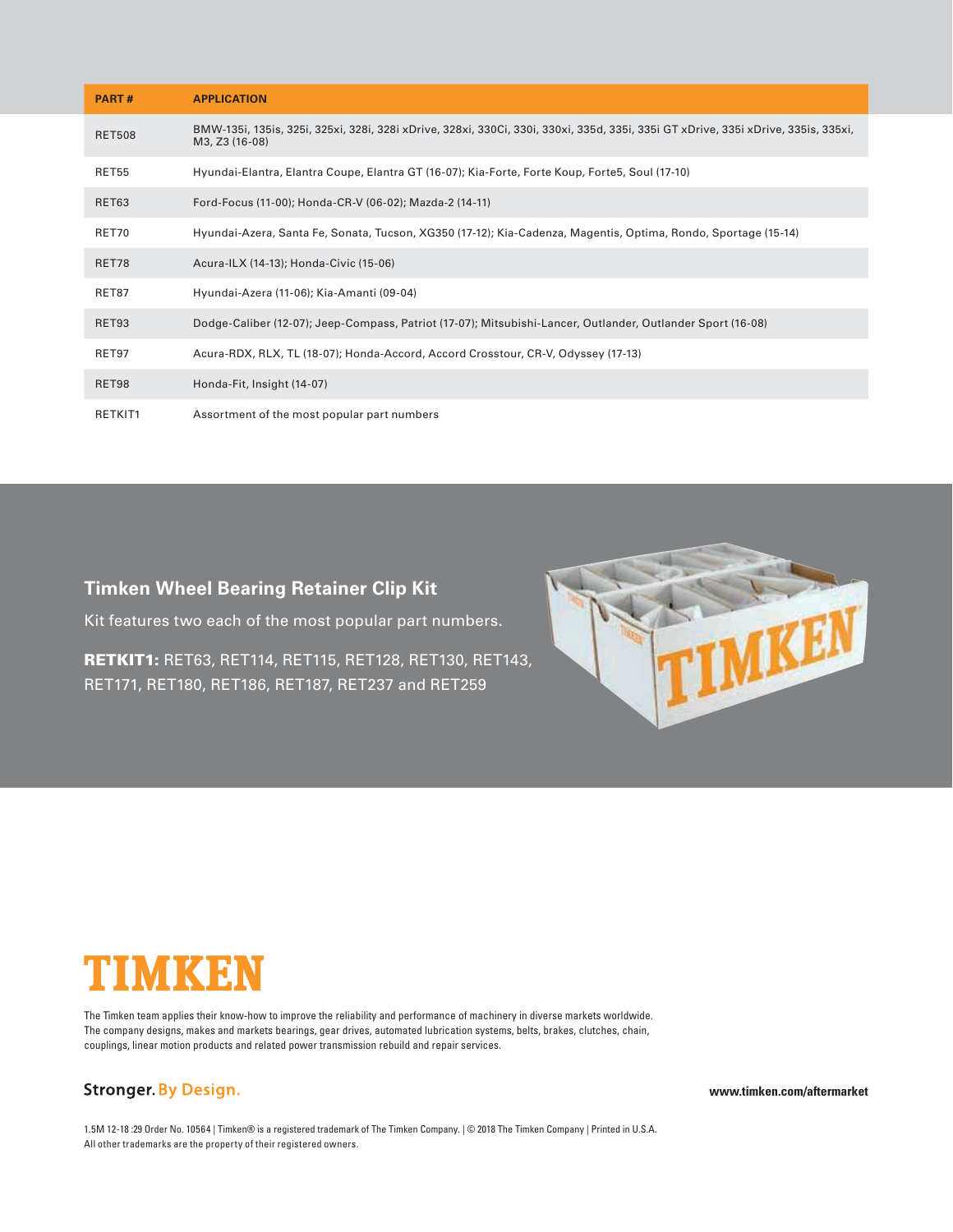| PART # | APPLICATION |
|---|---|
| RET508 | BMW-135i, 135is, 325i, 325xi, 328i, 328i xDrive, 328xi, 330Ci, 330i, 330xi, 335d, 335i, 335i GT xDrive, 335i xDrive, 335is, 335xi, M3, Z3 (16-08) |
| RET55 | Hyundai-Elantra, Elantra Coupe, Elantra GT (16-07); Kia-Forte, Forte Koup, Forte5, Soul (17-10) |
| RET63 | Ford-Focus (11-00); Honda-CR-V (06-02); Mazda-2 (14-11) |
| RET70 | Hyundai-Azera, Santa Fe, Sonata, Tucson, XG350 (17-12); Kia-Cadenza, Magentis, Optima, Rondo, Sportage (15-14) |
| RET78 | Acura-ILX (14-13); Honda-Civic (15-06) |
| RET87 | Hyundai-Azera (11-06); Kia-Amanti (09-04) |
| RET93 | Dodge-Caliber (12-07); Jeep-Compass, Patriot (17-07); Mitsubishi-Lancer, Outlander, Outlander Sport (16-08) |
| RET97 | Acura-RDX, RLX, TL (18-07); Honda-Accord, Accord Crosstour, CR-V, Odyssey (17-13) |
| RET98 | Honda-Fit, Insight (14-07) |
| RETKIT1 | Assortment of the most popular part numbers |

## Timken Wheel Bearing Retainer Clip Kit

Kit features two each of the most popular part numbers.

**RETKIT1:** RET63, RET114, RET115, RET128, RET130, RET143, RET171, RET180, RET186, RET187, RET237 and RET259

# TIMKEN

The Timken team applies their know-how to improve the reliability and performance of machinery in diverse markets worldwide. The company designs, makes and markets bearings, gear drives, automated lubrication systems, belts, brakes, clutches, chain, couplings, linear motion products and related power transmission rebuild and repair services.

Stronger. By Design.

www.timken.com/aftermarket

1.5M 12-18 :29 Order No. 10564 | Timken® is a registered trademark of The Timken Company. | © 2018 The Timken Company | Printed in U.S.A.
All other trademarks are the property of their registered owners.